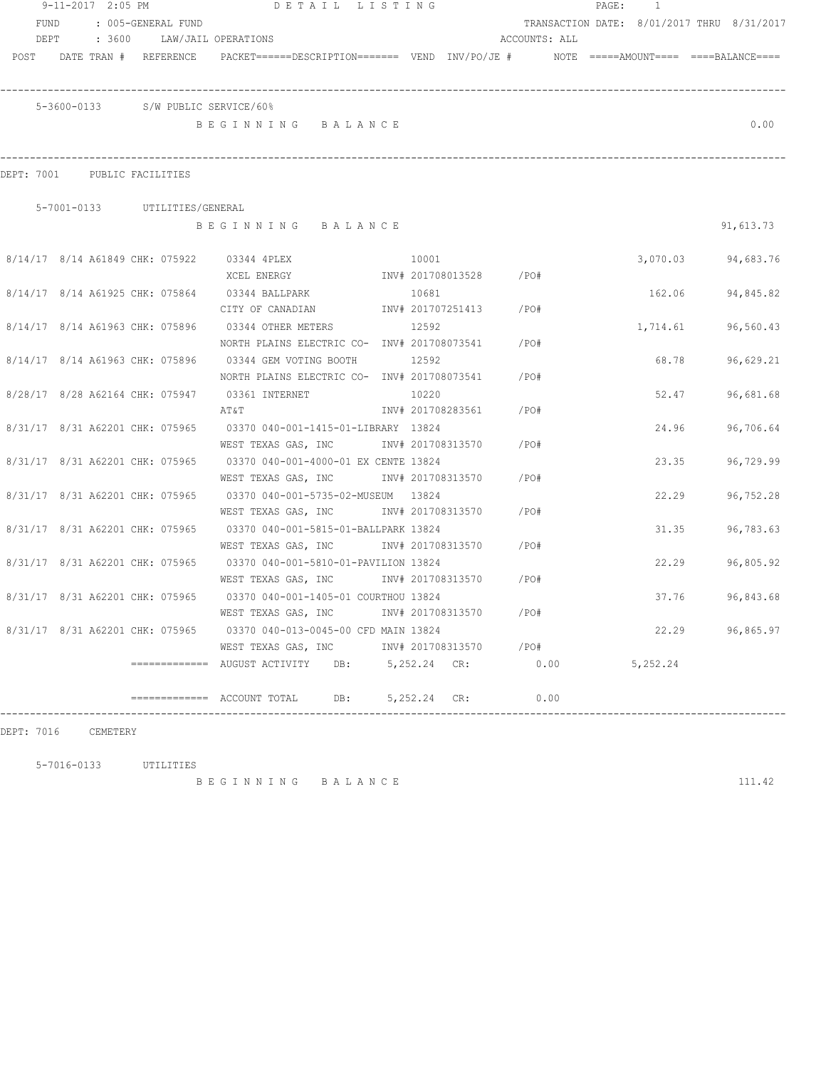9-11-2017 2:05 PM — DETAIL LISTING

FUND : 005-GENERAL FUND — TRANSACTION DATE: 8/01/2017 THRU 8/31/2017

DEPT : 3600 LAW/JAIL OPERATIONS — ACCOUNTS: ALL

POST DATE TRAN # REFERENCE PACKET======DESCRIPTION======= VEND INV/PO/JE # NOTE =====AMOUNT==== ====BALANCE====

5-3600-0133 S/W PUBLIC SERVICE/60%

B E G I N N I N G B A L A N C E — 0.00

DEPT: 7001 PUBLIC FACILITIES

5-7001-0133 UTILITIES/GENERAL

B E G I N N I N G B A L A N C E — 91,613.73

| POST | DATE | TRAN # | REFERENCE | PACKET | DESCRIPTION | VEND | INV/PO/JE # | AMOUNT | BALANCE |
|---|---|---|---|---|---|---|---|---|---|
| 8/14/17 | 8/14 | A61849 | CHK: 075922 | 03344 | 4PLEX / XCEL ENERGY | 10001 | INV# 201708013528 /PO# | 3,070.03 | 94,683.76 |
| 8/14/17 | 8/14 | A61925 | CHK: 075864 | 03344 | BALLPARK / CITY OF CANADIAN | 10681 | INV# 201707251413 /PO# | 162.06 | 94,845.82 |
| 8/14/17 | 8/14 | A61963 | CHK: 075896 | 03344 | OTHER METERS / NORTH PLAINS ELECTRIC CO- | 12592 | INV# 201708073541 /PO# | 1,714.61 | 96,560.43 |
| 8/14/17 | 8/14 | A61963 | CHK: 075896 | 03344 | GEM VOTING BOOTH / NORTH PLAINS ELECTRIC CO- | 12592 | INV# 201708073541 /PO# | 68.78 | 96,629.21 |
| 8/28/17 | 8/28 | A62164 | CHK: 075947 | 03361 | INTERNET / AT&T | 10220 | INV# 201708283561 /PO# | 52.47 | 96,681.68 |
| 8/31/17 | 8/31 | A62201 | CHK: 075965 | 03370 | 040-001-1415-01-LIBRARY / WEST TEXAS GAS, INC | 13824 | INV# 201708313570 /PO# | 24.96 | 96,706.64 |
| 8/31/17 | 8/31 | A62201 | CHK: 075965 | 03370 | 040-001-4000-01 EX CENTE / WEST TEXAS GAS, INC | 13824 | INV# 201708313570 /PO# | 23.35 | 96,729.99 |
| 8/31/17 | 8/31 | A62201 | CHK: 075965 | 03370 | 040-001-5735-02-MUSEUM / WEST TEXAS GAS, INC | 13824 | INV# 201708313570 /PO# | 22.29 | 96,752.28 |
| 8/31/17 | 8/31 | A62201 | CHK: 075965 | 03370 | 040-001-5815-01-BALLPARK / WEST TEXAS GAS, INC | 13824 | INV# 201708313570 /PO# | 31.35 | 96,783.63 |
| 8/31/17 | 8/31 | A62201 | CHK: 075965 | 03370 | 040-001-5810-01-PAVILION / WEST TEXAS GAS, INC | 13824 | INV# 201708313570 /PO# | 22.29 | 96,805.92 |
| 8/31/17 | 8/31 | A62201 | CHK: 075965 | 03370 | 040-001-1405-01 COURTHOU / WEST TEXAS GAS, INC | 13824 | INV# 201708313570 /PO# | 37.76 | 96,843.68 |
| 8/31/17 | 8/31 | A62201 | CHK: 075965 | 03370 | 040-013-0045-00 CFD MAIN / WEST TEXAS GAS, INC | 13824 | INV# 201708313570 /PO# | 22.29 | 96,865.97 |

============= AUGUST ACTIVITY DB: 5,252.24 CR: 0.00 5,252.24

============= ACCOUNT TOTAL DB: 5,252.24 CR: 0.00

DEPT: 7016 CEMETERY

5-7016-0133 UTILITIES

B E G I N N I N G B A L A N C E — 111.42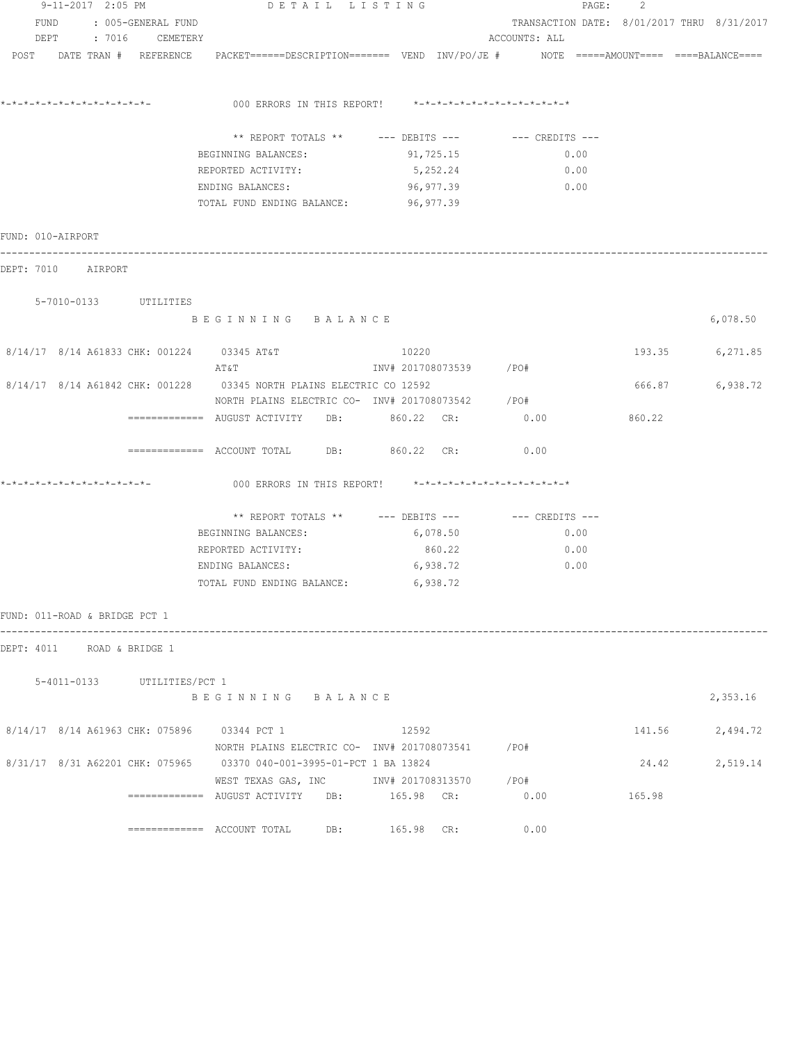FUND : 005-GENERAL FUND TRANSACTION DATE: 8/01/2017 THRU 8/31/2017
DEPT : 7016 CEMETERY ACCOUNTS: ALL

POST DATE TRAN # REFERENCE PACKET======DESCRIPTION======= VEND INV/PO/JE # NOTE =====AMOUNT==== ====BALANCE====

```
*-*-*-*-*-*-*-*-*-*-*-*-*-         000 ERRORS IN THIS REPORT!    *-*-*-*-*-*-*-*-*-*-*-*-*-*

                          ** REPORT TOTALS **      --- DEBITS ---        --- CREDITS ---
                   BEGINNING BALANCES:               91,725.15                 0.00
                   REPORTED ACTIVITY:                 5,252.24                 0.00
                   ENDING BALANCES:                  96,977.39                 0.00
                   TOTAL FUND ENDING BALANCE:        96,977.39
```

FUND: 010-AIRPORT

DEPT: 7010 AIRPORT

```
    5-7010-0133        UTILITIES
                   B E G I N N I N G   B A L A N C E                                                        6,078.50

 8/14/17  8/14 A61833 CHK: 001224    03345 AT&T                   10220                              193.35       6,271.85
                   AT&T                          INV# 201708073539      /PO#
 8/14/17  8/14 A61842 CHK: 001228    03345 NORTH PLAINS ELECTRIC CO 12592                            666.87       6,938.72
                   NORTH PLAINS ELECTRIC CO-  INV# 201708073542      /PO#
              =============  AUGUST ACTIVITY    DB:        860.22   CR:           0.00           860.22

              =============  ACCOUNT TOTAL      DB:        860.22   CR:           0.00

*-*-*-*-*-*-*-*-*-*-*-*-*-         000 ERRORS IN THIS REPORT!    *-*-*-*-*-*-*-*-*-*-*-*-*-*

                          ** REPORT TOTALS **      --- DEBITS ---        --- CREDITS ---
                   BEGINNING BALANCES:                6,078.50                 0.00
                   REPORTED ACTIVITY:                   860.22                 0.00
                   ENDING BALANCES:                   6,938.72                 0.00
                   TOTAL FUND ENDING BALANCE:         6,938.72
```

FUND: 011-ROAD & BRIDGE PCT 1

DEPT: 4011 ROAD & BRIDGE 1

```
    5-4011-0133        UTILITIES/PCT 1
                   B E G I N N I N G   B A L A N C E                                                        2,353.16

 8/14/17  8/14 A61963 CHK: 075896    03344 PCT 1                  12592                              141.56       2,494.72
                   NORTH PLAINS ELECTRIC CO-  INV# 201708073541      /PO#
 8/31/17  8/31 A62201 CHK: 075965    03370 040-001-3995-01-PCT 1 BA 13824                             24.42       2,519.14
                   WEST TEXAS GAS, INC        INV# 201708313570      /PO#
              =============  AUGUST ACTIVITY    DB:        165.98   CR:           0.00           165.98

              =============  ACCOUNT TOTAL      DB:        165.98   CR:           0.00
```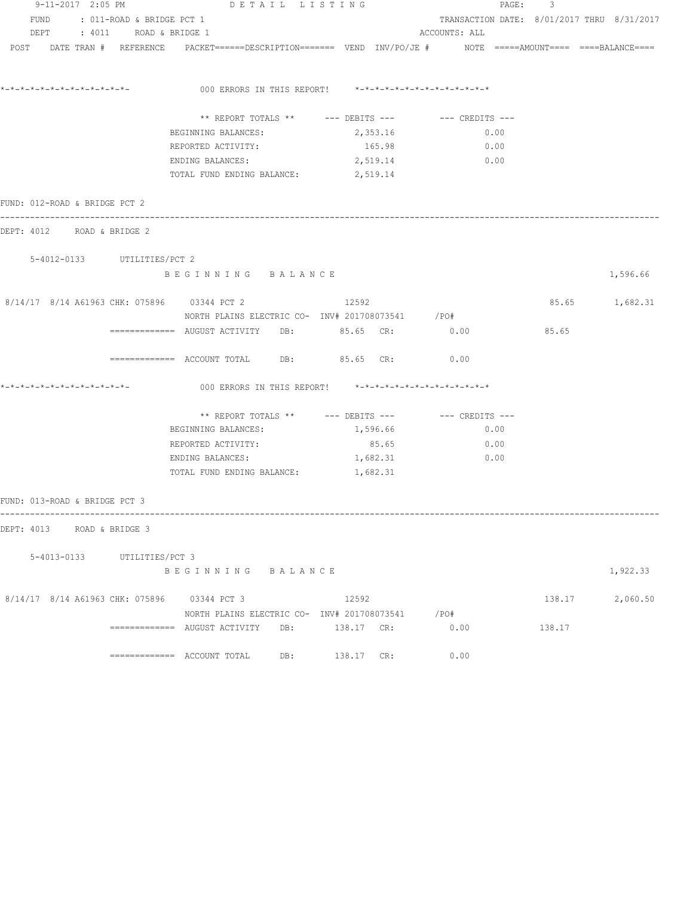9-11-2017 2:05 PM DETAIL LISTING PAGE: 3

FUND : 011-ROAD & BRIDGE PCT 1 TRANSACTION DATE: 8/01/2017 THRU 8/31/2017

DEPT : 4011 ROAD & BRIDGE 1 ACCOUNTS: ALL

POST DATE TRAN # REFERENCE PACKET======DESCRIPTION======= VEND INV/PO/JE # NOTE =====AMOUNT==== ====BALANCE====

*-*-*-*-*-*-*-*-*-*-*-*-*-*- 000 ERRORS IN THIS REPORT! *-*-*-*-*-*-*-*-*-*-*-*-*-*-*

| ** REPORT TOTALS ** | --- DEBITS --- | --- CREDITS --- |
|---|---|---|
| BEGINNING BALANCES: | 2,353.16 | 0.00 |
| REPORTED ACTIVITY: | 165.98 | 0.00 |
| ENDING BALANCES: | 2,519.14 | 0.00 |
| TOTAL FUND ENDING BALANCE: | 2,519.14 | |

FUND: 012-ROAD & BRIDGE PCT 2

DEPT: 4012 ROAD & BRIDGE 2

5-4012-0133 UTILITIES/PCT 2

B E G I N N I N G B A L A N C E 1,596.66

8/14/17 8/14 A61963 CHK: 075896 03344 PCT 2 12592 85.65 1,682.31
NORTH PLAINS ELECTRIC CO- INV# 201708073541 /PO#

============= AUGUST ACTIVITY DB: 85.65 CR: 0.00 85.65

============= ACCOUNT TOTAL DB: 85.65 CR: 0.00

*-*-*-*-*-*-*-*-*-*-*-*-*-*- 000 ERRORS IN THIS REPORT! *-*-*-*-*-*-*-*-*-*-*-*-*-*-*

| ** REPORT TOTALS ** | --- DEBITS --- | --- CREDITS --- |
|---|---|---|
| BEGINNING BALANCES: | 1,596.66 | 0.00 |
| REPORTED ACTIVITY: | 85.65 | 0.00 |
| ENDING BALANCES: | 1,682.31 | 0.00 |
| TOTAL FUND ENDING BALANCE: | 1,682.31 | |

FUND: 013-ROAD & BRIDGE PCT 3

DEPT: 4013 ROAD & BRIDGE 3

5-4013-0133 UTILITIES/PCT 3

B E G I N N I N G B A L A N C E 1,922.33

8/14/17 8/14 A61963 CHK: 075896 03344 PCT 3 12592 138.17 2,060.50
NORTH PLAINS ELECTRIC CO- INV# 201708073541 /PO#

============= AUGUST ACTIVITY DB: 138.17 CR: 0.00 138.17

============= ACCOUNT TOTAL DB: 138.17 CR: 0.00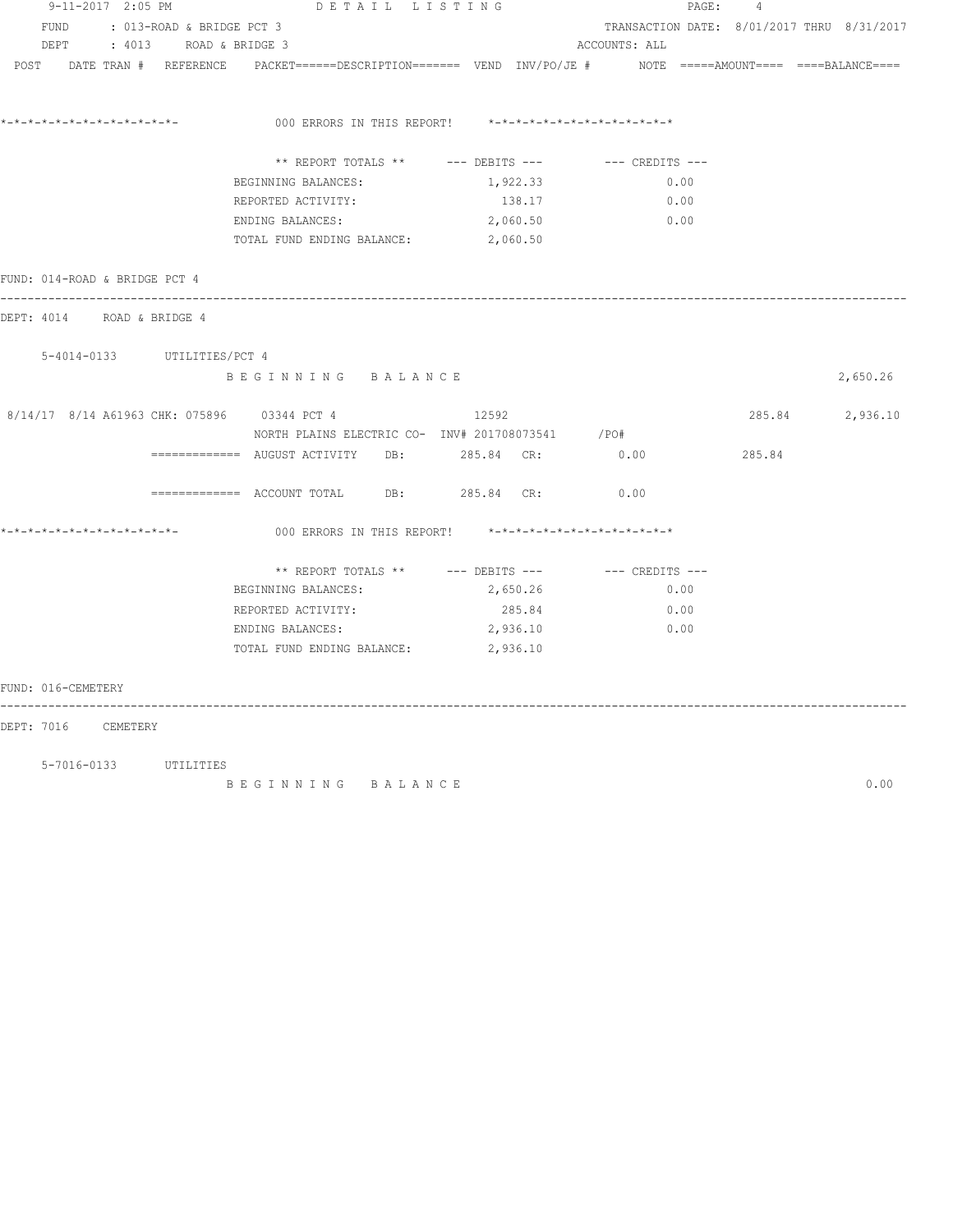9-11-2017 2:05 PM DETAIL LISTING PAGE: 4

FUND : 013-ROAD & BRIDGE PCT 3 TRANSACTION DATE: 8/01/2017 THRU 8/31/2017

DEPT : 4013 ROAD & BRIDGE 3 ACCOUNTS: ALL

POST DATE TRAN # REFERENCE PACKET======DESCRIPTION======= VEND INV/PO/JE # NOTE =====AMOUNT==== ====BALANCE====

*-*-*-*-*-*-*-*-*-*-*-*-*- 000 ERRORS IN THIS REPORT! *-*-*-*-*-*-*-*-*-*-*-*-*-*

| ** REPORT TOTALS ** | --- DEBITS --- | --- CREDITS --- |
|---|---|---|
| BEGINNING BALANCES: | 1,922.33 | 0.00 |
| REPORTED ACTIVITY: | 138.17 | 0.00 |
| ENDING BALANCES: | 2,060.50 | 0.00 |
| TOTAL FUND ENDING BALANCE: | 2,060.50 | |

FUND: 014-ROAD & BRIDGE PCT 4

DEPT: 4014 ROAD & BRIDGE 4

5-4014-0133 UTILITIES/PCT 4

B E G I N N I N G B A L A N C E 2,650.26

8/14/17 8/14 A61963 CHK: 075896 03344 PCT 4 12592 285.84 2,936.10

NORTH PLAINS ELECTRIC CO- INV# 201708073541 /PO#

============= AUGUST ACTIVITY DB: 285.84 CR: 0.00 285.84

============= ACCOUNT TOTAL DB: 285.84 CR: 0.00

*-*-*-*-*-*-*-*-*-*-*-*-*- 000 ERRORS IN THIS REPORT! *-*-*-*-*-*-*-*-*-*-*-*-*-*

| ** REPORT TOTALS ** | --- DEBITS --- | --- CREDITS --- |
|---|---|---|
| BEGINNING BALANCES: | 2,650.26 | 0.00 |
| REPORTED ACTIVITY: | 285.84 | 0.00 |
| ENDING BALANCES: | 2,936.10 | 0.00 |
| TOTAL FUND ENDING BALANCE: | 2,936.10 | |

FUND: 016-CEMETERY

DEPT: 7016 CEMETERY

5-7016-0133 UTILITIES

B E G I N N I N G B A L A N C E 0.00